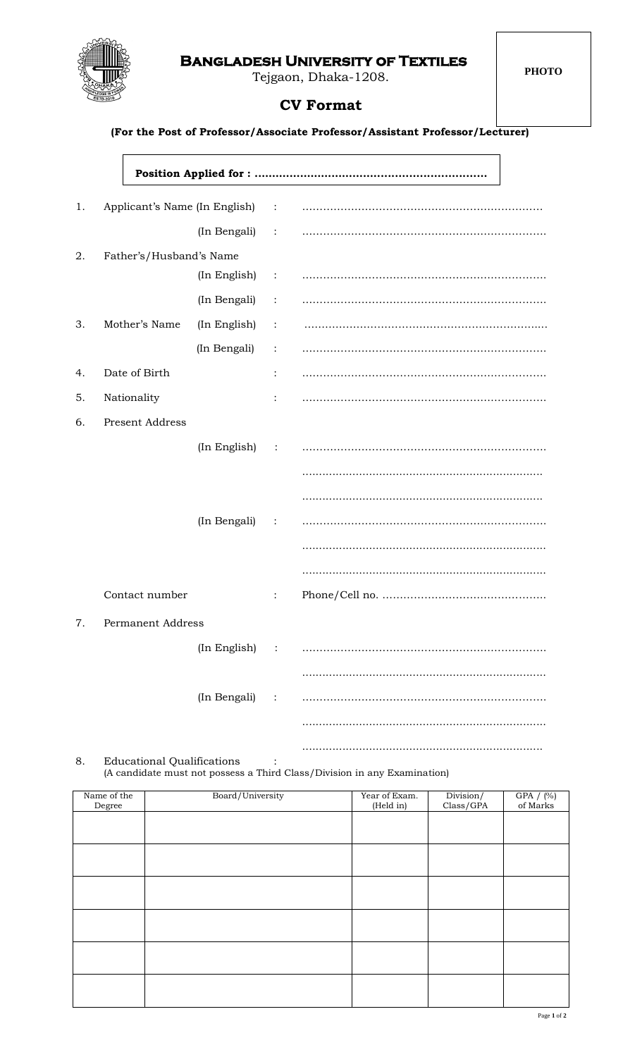# Bangladesh University of Textiles

Tejgaon, Dhaka-1208.

PHOTO

## CV Format

**(For the Post of Professor/Associate Professor/Assistant Professor/Lecturer)**

**Position Applied for : ..................................................................**

1. Applicant's Name (In English) : ....................................................................

   (In Bengali) : ......................................................................

2. Father's/Husband's Name

   (In English) : ......................................................................

   (In Bengali) : ......................................................................

3. Mother's Name (In English) : ......................................................................

   (In Bengali) : ......................................................................

4. Date of Birth : ......................................................................

5. Nationality : ......................................................................

6. Present Address

   (In English) : ......................................................................

   ......................................................................

   ......................................................................

   (In Bengali) : ......................................................................

   ......................................................................

   ......................................................................

   Contact number : Phone/Cell no. ...............................................

7. Permanent Address

   (In English) : ......................................................................

   ......................................................................

   (In Bengali) : ......................................................................

   ......................................................................

   ......................................................................

8. Educational Qualifications :
   (A candidate must not possess a Third Class/Division in any Examination)

| Name of the Degree | Board/University | Year of Exam. (Held in) | Division/ Class/GPA | GPA / (%) of Marks |
|---|---|---|---|---|
| | | | | |
| | | | | |
| | | | | |
| | | | | |
| | | | | |
| | | | | |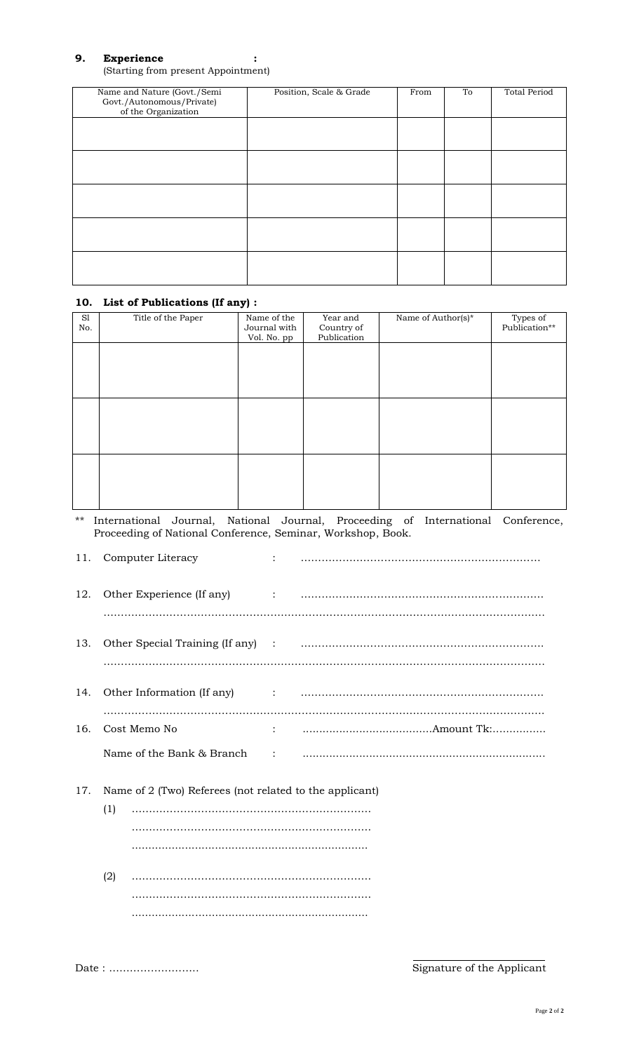**9. Experience :**
(Starting from present Appointment)

| Name and Nature (Govt./Semi Govt./Autonomous/Private) of the Organization | Position, Scale & Grade | From | To | Total Period |
|---|---|---|---|---|
| | | | | |
| | | | | |
| | | | | |
| | | | | |
| | | | | |

**10. List of Publications (If any) :**

| Sl No. | Title of the Paper | Name of the Journal with Vol. No. pp | Year and Country of Publication | Name of Author(s)* | Types of Publication** |
|---|---|---|---|---|---|
| | | | | | |
| | | | | | |
| | | | | | |

** International Journal, National Journal, Proceeding of International Conference, Proceeding of National Conference, Seminar, Workshop, Book.

11. Computer Literacy : ....................................................................

12. Other Experience (If any) : ....................................................................
..............................................................................................................................

13. Other Special Training (If any) : ....................................................................
..............................................................................................................................

14. Other Information (If any) : ....................................................................
..............................................................................................................................

16. Cost Memo No : ......................................Amount Tk:................

Name of the Bank & Branch : .......................................................................

17. Name of 2 (Two) Referees (not related to the applicant)

(1) ....................................................................
....................................................................
....................................................................

(2) ....................................................................
....................................................................
....................................................................

Date : ..........................

Signature of the Applicant